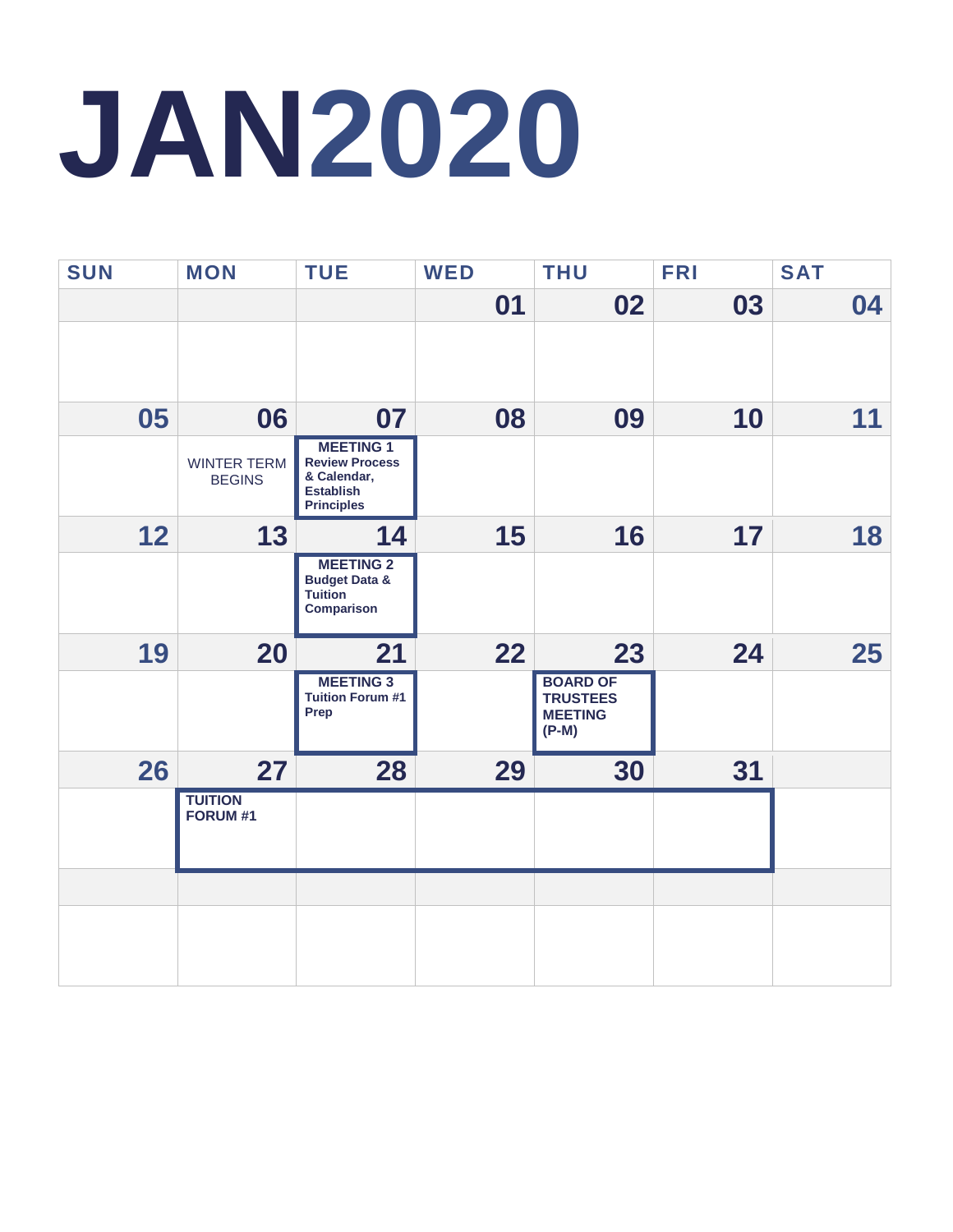# JAN2020

| SUN | MON | TUE | WED | THU | FRI | SAT |
|---|---|---|---|---|---|---|
| | | | 01 | 02 | 03 | 04 |
| 05 | 06<br>WINTER TERM BEGINS | 07<br>**MEETING 1**<br>**Review Process & Calendar, Establish Principles** | 08 | 09 | 10 | 11 |
| 12 | 13 | 14<br>**MEETING 2**<br>**Budget Data & Tuition Comparison** | 15 | 16 | 17 | 18 |
| 19 | 20 | 21<br>**MEETING 3**<br>**Tuition Forum #1 Prep** | 22 | 23<br>**BOARD OF TRUSTEES MEETING (P-M)** | 24 | 25 |
| 26 | 27<br>**TUITION FORUM #1** | 28 | 29 | 30 | 31 | |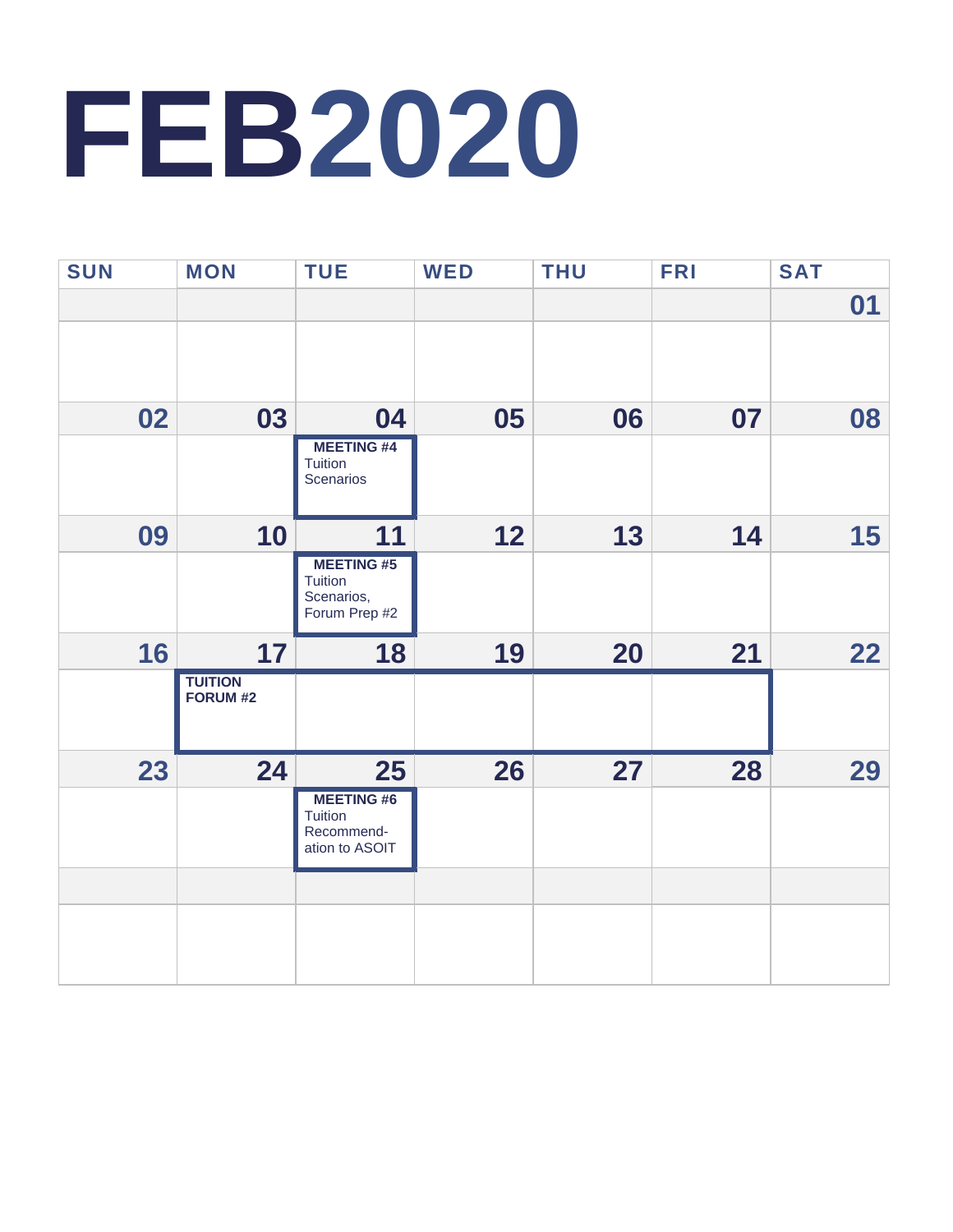# FEB2020

| SUN | MON | TUE | WED | THU | FRI | SAT |
|---|---|---|---|---|---|---|
| | | | | | | 01 |
| 02 | 03 | 04 **MEETING #4** Tuition Scenarios | 05 | 06 | 07 | 08 |
| 09 | 10 | 11 **MEETING #5** Tuition Scenarios, Forum Prep #2 | 12 | 13 | 14 | 15 |
| 16 | 17 **TUITION FORUM #2** | 18 | 19 | 20 | 21 | 22 |
| 23 | 24 | 25 **MEETING #6** Tuition Recommend-ation to ASOIT | 26 | 27 | 28 | 29 |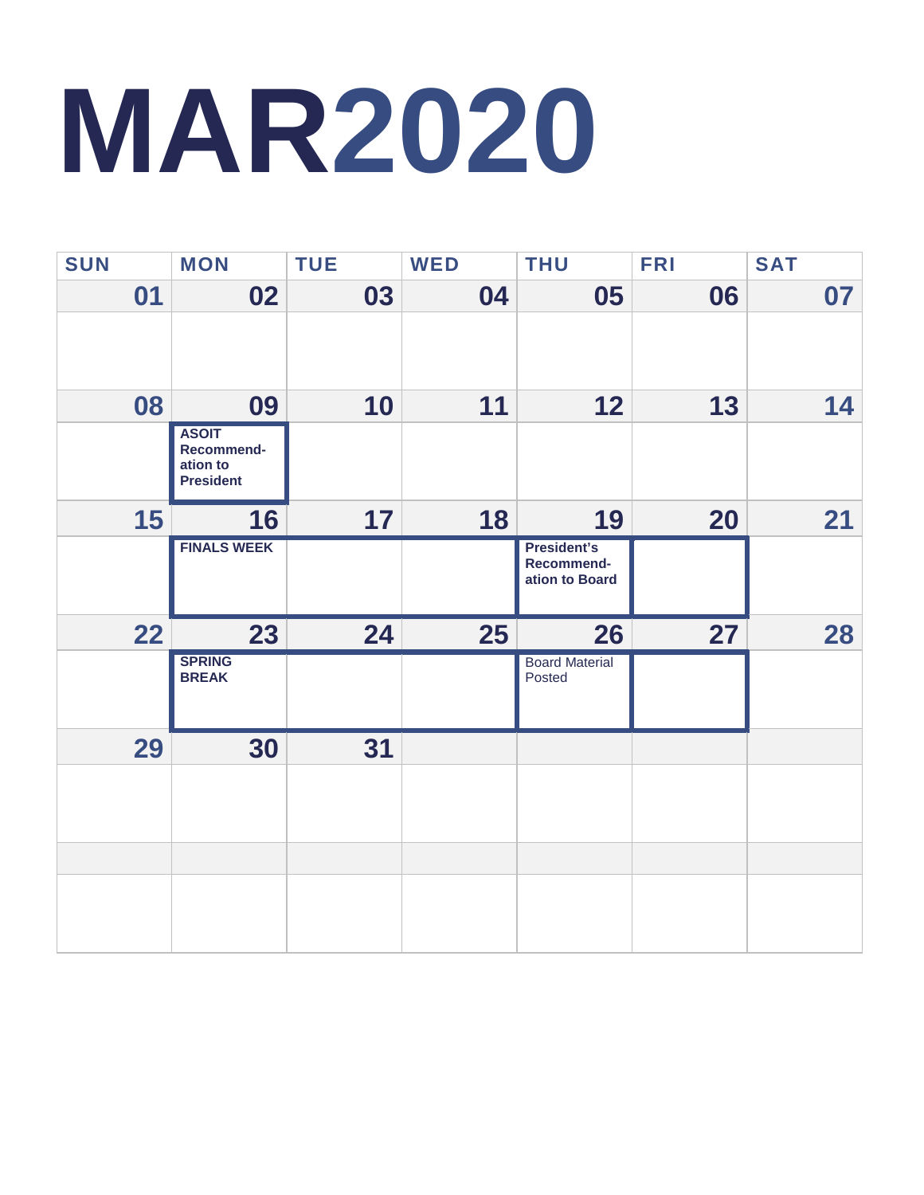# MAR2020

| SUN | MON | TUE | WED | THU | FRI | SAT |
|---|---|---|---|---|---|---|
| 01 | 02 | 03 | 04 | 05 | 06 | 07 |
| 08 | 09 ASOIT Recommend-ation to President | 10 | 11 | 12 | 13 | 14 |
| 15 | 16 FINALS WEEK | 17 | 18 | 19 President's Recommend-ation to Board | 20 | 21 |
| 22 | 23 SPRING BREAK | 24 | 25 | 26 Board Material Posted | 27 | 28 |
| 29 | 30 | 31 | | | | |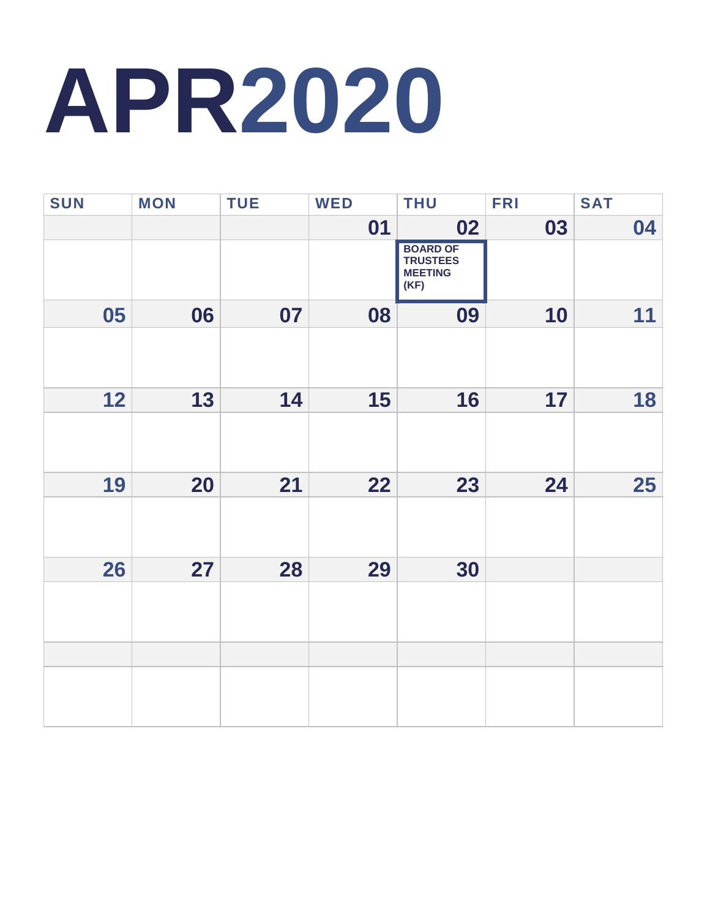# APR2020

| SUN | MON | TUE | WED | THU | FRI | SAT |
|---|---|---|---|---|---|---|
| | | | 01 | 02 | 03 | 04 |
| | | | | BOARD OF TRUSTEES MEETING (KF) | | |
| 05 | 06 | 07 | 08 | 09 | 10 | 11 |
| | | | | | | |
| 12 | 13 | 14 | 15 | 16 | 17 | 18 |
| | | | | | | |
| 19 | 20 | 21 | 22 | 23 | 24 | 25 |
| | | | | | | |
| 26 | 27 | 28 | 29 | 30 | | |
| | | | | | | |
| | | | | | | |
| | | | | | | |